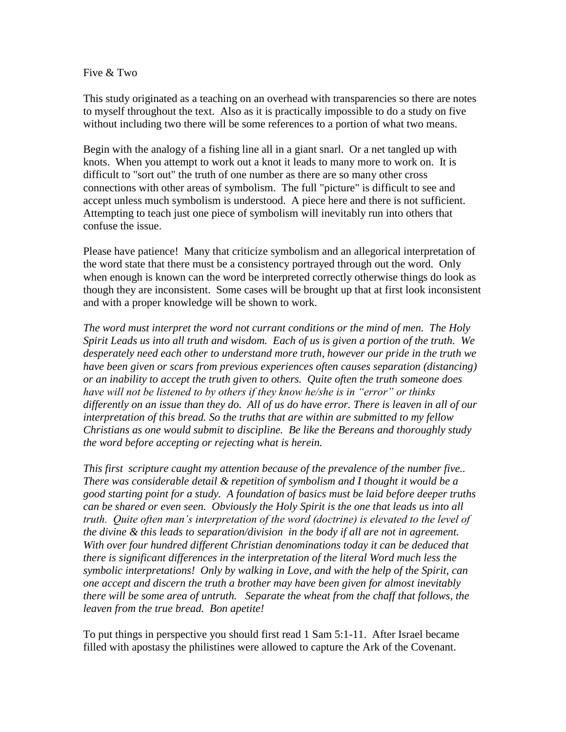# Five & Two

This study originated as a teaching on an overhead with transparencies so there are notes to myself throughout the text. Also as it is practically impossible to do a study on five without including two there will be some references to a portion of what two means.

Begin with the analogy of a fishing line all in a giant snarl. Or a net tangled up with knots. When you attempt to work out a knot it leads to many more to work on. It is difficult to "sort out" the truth of one number as there are so many other cross connections with other areas of symbolism. The full "picture" is difficult to see and accept unless much symbolism is understood. A piece here and there is not sufficient. Attempting to teach just one piece of symbolism will inevitably run into others that confuse the issue.

Please have patience! Many that criticize symbolism and an allegorical interpretation of the word state that there must be a consistency portrayed through out the word. Only when enough is known can the word be interpreted correctly otherwise things do look as though they are inconsistent. Some cases will be brought up that at first look inconsistent and with a proper knowledge will be shown to work.

*The word must interpret the word not currant conditions or the mind of men. The Holy Spirit Leads us into all truth and wisdom. Each of us is given a portion of the truth. We desperately need each other to understand more truth, however our pride in the truth we have been given or scars from previous experiences often causes separation (distancing) or an inability to accept the truth given to others. Quite often the truth someone does have will not be listened to by others if they know he/she is in "error" or thinks differently on an issue than they do. All of us do have error. There is leaven in all of our interpretation of this bread. So the truths that are within are submitted to my fellow Christians as one would submit to discipline. Be like the Bereans and thoroughly study the word before accepting or rejecting what is herein.*

*This first scripture caught my attention because of the prevalence of the number five.. There was considerable detail & repetition of symbolism and I thought it would be a good starting point for a study. A foundation of basics must be laid before deeper truths can be shared or even seen. Obviously the Holy Spirit is the one that leads us into all truth. Quite often man's interpretation of the word (doctrine) is elevated to the level of the divine & this leads to separation/division in the body if all are not in agreement. With over four hundred different Christian denominations today it can be deduced that there is significant differences in the interpretation of the literal Word much less the symbolic interpretations! Only by walking in Love, and with the help of the Spirit, can one accept and discern the truth a brother may have been given for almost inevitably there will be some area of untruth. Separate the wheat from the chaff that follows, the leaven from the true bread. Bon apetite!*

To put things in perspective you should first read 1 Sam 5:1-11. After Israel became filled with apostasy the philistines were allowed to capture the Ark of the Covenant.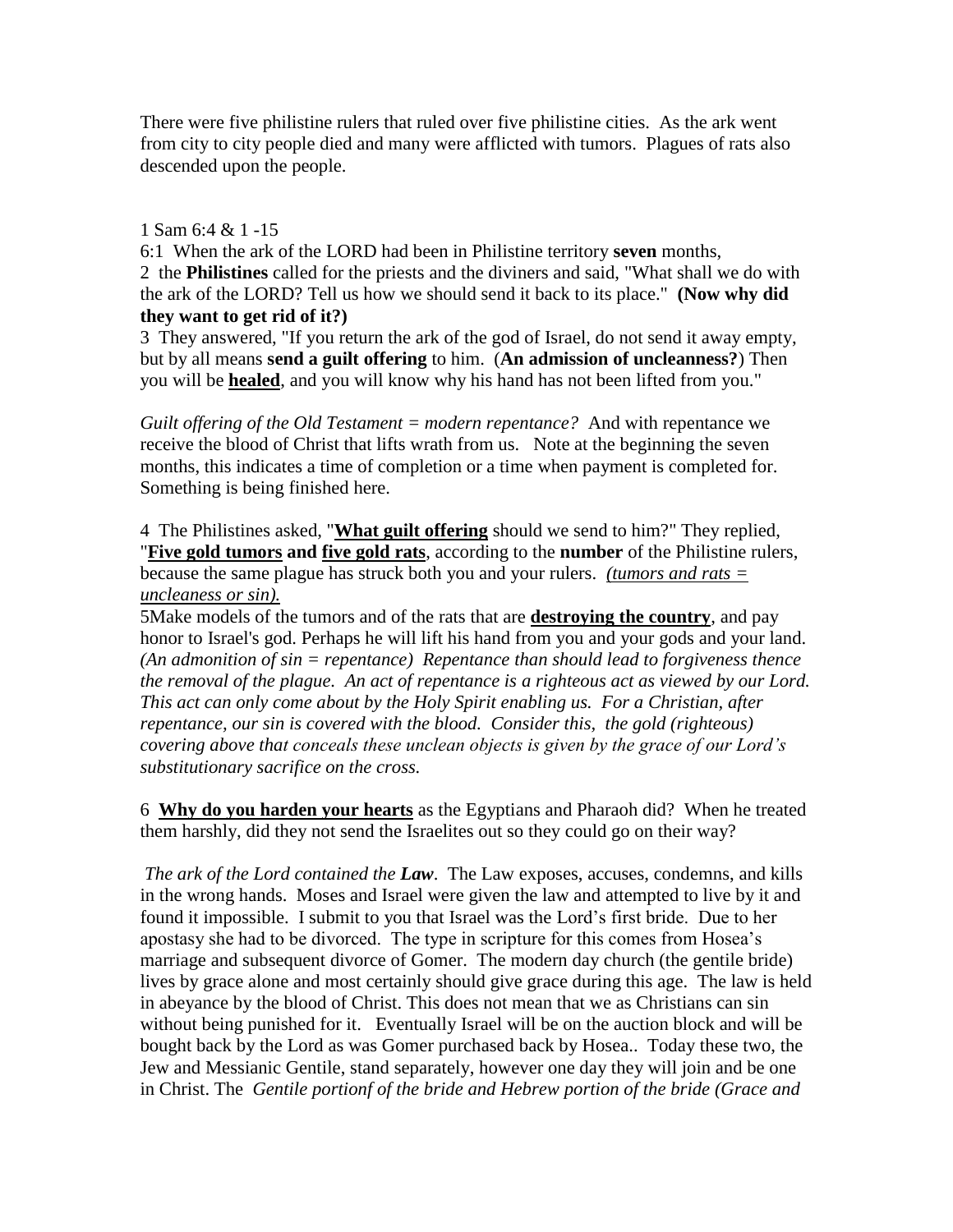There were five philistine rulers that ruled over five philistine cities. As the ark went from city to city people died and many were afflicted with tumors. Plagues of rats also descended upon the people.

1 Sam 6:4 & 1 -15

6:1 When the ark of the LORD had been in Philistine territory **seven** months,

2 the **Philistines** called for the priests and the diviners and said, "What shall we do with the ark of the LORD? Tell us how we should send it back to its place." **(Now why did they want to get rid of it?)**

3 They answered, "If you return the ark of the god of Israel, do not send it away empty, but by all means **send a guilt offering** to him. (**An admission of uncleanness?**) Then you will be **healed**, and you will know why his hand has not been lifted from you."

*Guilt offering of the Old Testament = modern repentance?* And with repentance we receive the blood of Christ that lifts wrath from us. Note at the beginning the seven months, this indicates a time of completion or a time when payment is completed for. Something is being finished here.

4 The Philistines asked, "**What guilt offering** should we send to him?" They replied, "**Five gold tumors** **and** **five gold rats**, according to the **number** of the Philistine rulers, because the same plague has struck both you and your rulers. *(tumors and rats = uncleaness or sin).*

5Make models of the tumors and of the rats that are **destroying the country**, and pay honor to Israel's god. Perhaps he will lift his hand from you and your gods and your land. *(An admonition of sin = repentance) Repentance than should lead to forgiveness thence the removal of the plague. An act of repentance is a righteous act as viewed by our Lord. This act can only come about by the Holy Spirit enabling us. For a Christian, after repentance, our sin is covered with the blood. Consider this, the gold (righteous) covering above that conceals these unclean objects is given by the grace of our Lord's substitutionary sacrifice on the cross.*

6 **Why do you harden your hearts** as the Egyptians and Pharaoh did? When he treated them harshly, did they not send the Israelites out so they could go on their way?

*The ark of the Lord contained the **Law***. The Law exposes, accuses, condemns, and kills in the wrong hands. Moses and Israel were given the law and attempted to live by it and found it impossible. I submit to you that Israel was the Lord's first bride. Due to her apostasy she had to be divorced. The type in scripture for this comes from Hosea's marriage and subsequent divorce of Gomer. The modern day church (the gentile bride) lives by grace alone and most certainly should give grace during this age. The law is held in abeyance by the blood of Christ. This does not mean that we as Christians can sin without being punished for it. Eventually Israel will be on the auction block and will be bought back by the Lord as was Gomer purchased back by Hosea.. Today these two, the Jew and Messianic Gentile, stand separately, however one day they will join and be one in Christ. The *Gentile portionf of the bride and Hebrew portion of the bride (Grace and*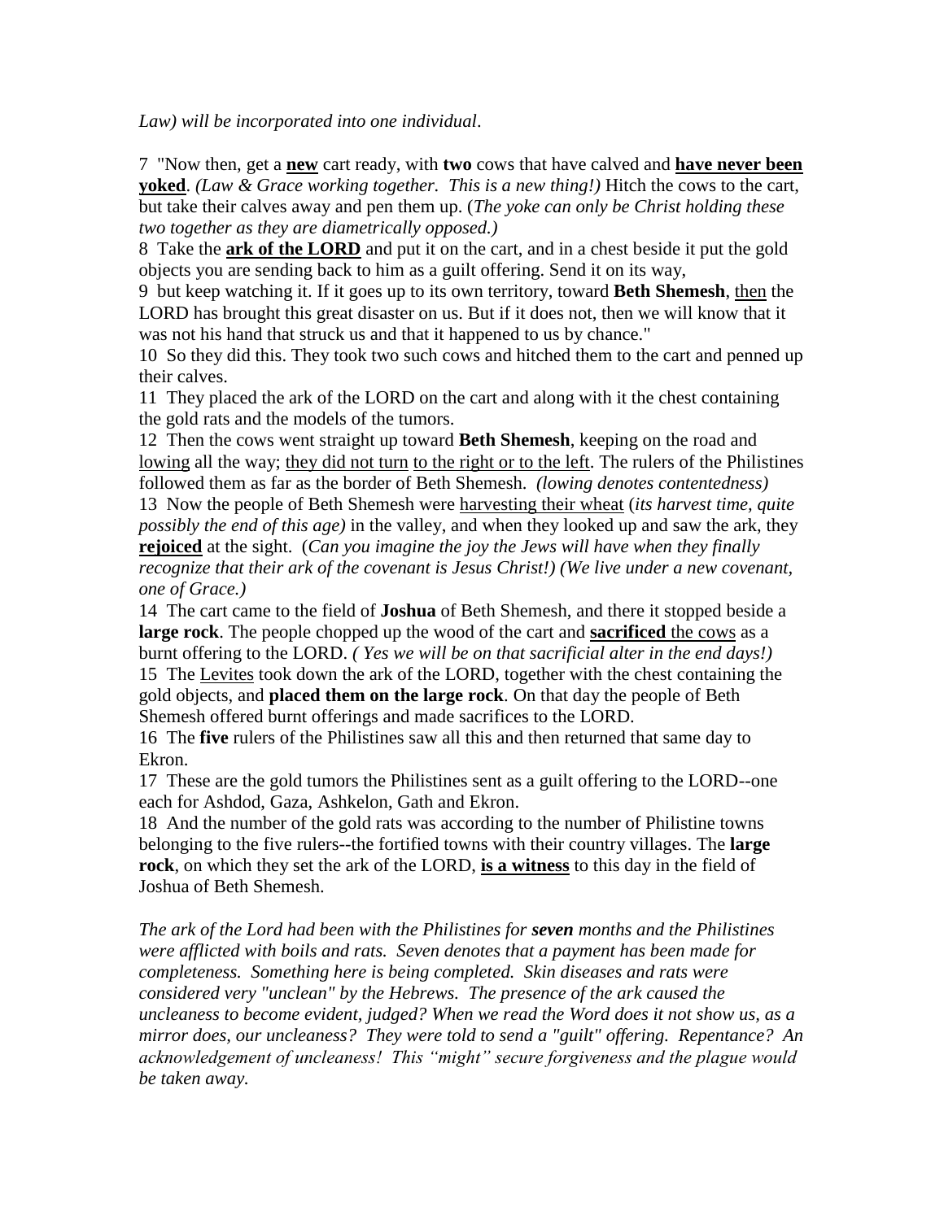*Law) will be incorporated into one individual*.

7 "Now then, get a **new** cart ready, with **two** cows that have calved and **have never been yoked**. *(Law & Grace working together. This is a new thing!)* Hitch the cows to the cart, but take their calves away and pen them up. (*The yoke can only be Christ holding these two together as they are diametrically opposed.)*

8 Take the **ark of the LORD** and put it on the cart, and in a chest beside it put the gold objects you are sending back to him as a guilt offering. Send it on its way,

9 but keep watching it. If it goes up to its own territory, toward **Beth Shemesh**, then the LORD has brought this great disaster on us. But if it does not, then we will know that it was not his hand that struck us and that it happened to us by chance."

10 So they did this. They took two such cows and hitched them to the cart and penned up their calves.

11 They placed the ark of the LORD on the cart and along with it the chest containing the gold rats and the models of the tumors.

12 Then the cows went straight up toward **Beth Shemesh**, keeping on the road and lowing all the way; they did not turn to the right or to the left. The rulers of the Philistines followed them as far as the border of Beth Shemesh. *(lowing denotes contentedness)*

13 Now the people of Beth Shemesh were harvesting their wheat (*its harvest time, quite possibly the end of this age)* in the valley, and when they looked up and saw the ark, they **rejoiced** at the sight. (*Can you imagine the joy the Jews will have when they finally recognize that their ark of the covenant is Jesus Christ!) (We live under a new covenant, one of Grace.)*

14 The cart came to the field of **Joshua** of Beth Shemesh, and there it stopped beside a **large rock**. The people chopped up the wood of the cart and **sacrificed** the cows as a burnt offering to the LORD. *( Yes we will be on that sacrificial alter in the end days!)*

15 The Levites took down the ark of the LORD, together with the chest containing the gold objects, and **placed them on the large rock**. On that day the people of Beth Shemesh offered burnt offerings and made sacrifices to the LORD.

16 The **five** rulers of the Philistines saw all this and then returned that same day to Ekron.

17 These are the gold tumors the Philistines sent as a guilt offering to the LORD--one each for Ashdod, Gaza, Ashkelon, Gath and Ekron.

18 And the number of the gold rats was according to the number of Philistine towns belonging to the five rulers--the fortified towns with their country villages. The **large rock**, on which they set the ark of the LORD, **is a witness** to this day in the field of Joshua of Beth Shemesh.

*The ark of the Lord had been with the Philistines for **seven** months and the Philistines were afflicted with boils and rats. Seven denotes that a payment has been made for completeness. Something here is being completed. Skin diseases and rats were considered very "unclean" by the Hebrews. The presence of the ark caused the uncleaness to become evident, judged? When we read the Word does it not show us, as a mirror does, our uncleaness? They were told to send a "guilt" offering. Repentance? An acknowledgement of uncleaness! This "might" secure forgiveness and the plague would be taken away.*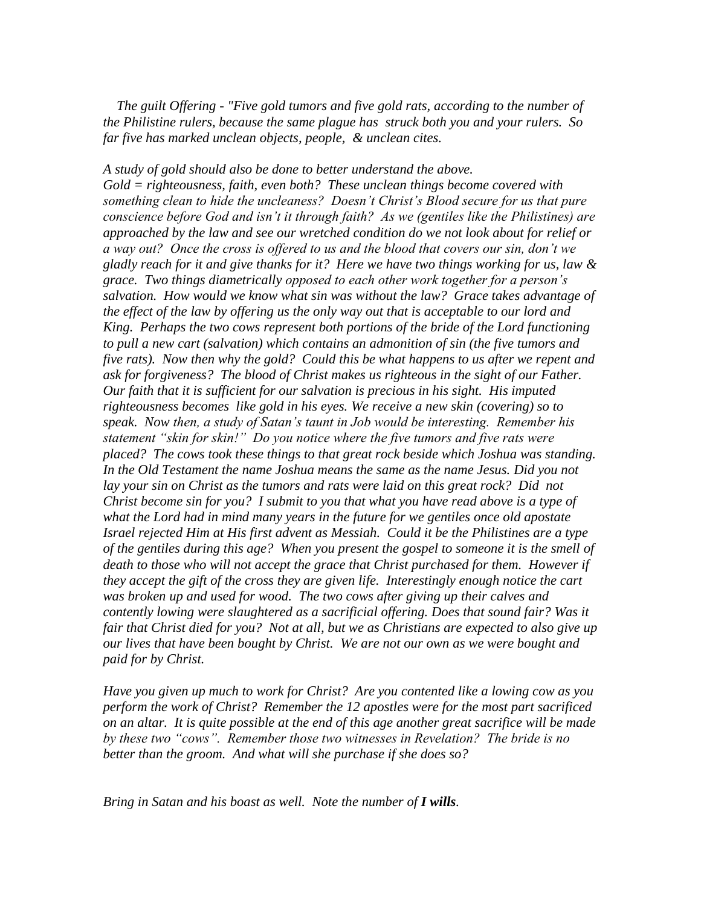*The guilt Offering - "Five gold tumors and five gold rats, according to the number of the Philistine rulers, because the same plague has struck both you and your rulers. So far five has marked unclean objects, people, & unclean cites.*

*A study of gold should also be done to better understand the above. Gold = righteousness, faith, even both? These unclean things become covered with something clean to hide the uncleaness? Doesn't Christ's Blood secure for us that pure conscience before God and isn't it through faith? As we (gentiles like the Philistines) are approached by the law and see our wretched condition do we not look about for relief or a way out? Once the cross is offered to us and the blood that covers our sin, don't we gladly reach for it and give thanks for it? Here we have two things working for us, law & grace. Two things diametrically opposed to each other work together for a person's salvation. How would we know what sin was without the law? Grace takes advantage of the effect of the law by offering us the only way out that is acceptable to our lord and King. Perhaps the two cows represent both portions of the bride of the Lord functioning to pull a new cart (salvation) which contains an admonition of sin (the five tumors and five rats). Now then why the gold? Could this be what happens to us after we repent and ask for forgiveness? The blood of Christ makes us righteous in the sight of our Father. Our faith that it is sufficient for our salvation is precious in his sight. His imputed righteousness becomes like gold in his eyes. We receive a new skin (covering) so to speak. Now then, a study of Satan's taunt in Job would be interesting. Remember his statement "skin for skin!" Do you notice where the five tumors and five rats were placed? The cows took these things to that great rock beside which Joshua was standing. In the Old Testament the name Joshua means the same as the name Jesus. Did you not lay your sin on Christ as the tumors and rats were laid on this great rock? Did not Christ become sin for you? I submit to you that what you have read above is a type of what the Lord had in mind many years in the future for we gentiles once old apostate Israel rejected Him at His first advent as Messiah. Could it be the Philistines are a type of the gentiles during this age? When you present the gospel to someone it is the smell of death to those who will not accept the grace that Christ purchased for them. However if they accept the gift of the cross they are given life. Interestingly enough notice the cart was broken up and used for wood. The two cows after giving up their calves and contently lowing were slaughtered as a sacrificial offering. Does that sound fair? Was it fair that Christ died for you? Not at all, but we as Christians are expected to also give up our lives that have been bought by Christ. We are not our own as we were bought and paid for by Christ.*

*Have you given up much to work for Christ? Are you contented like a lowing cow as you perform the work of Christ? Remember the 12 apostles were for the most part sacrificed on an altar. It is quite possible at the end of this age another great sacrifice will be made by these two "cows". Remember those two witnesses in Revelation? The bride is no better than the groom. And what will she purchase if she does so?*

*Bring in Satan and his boast as well. Note the number of **I wills**.*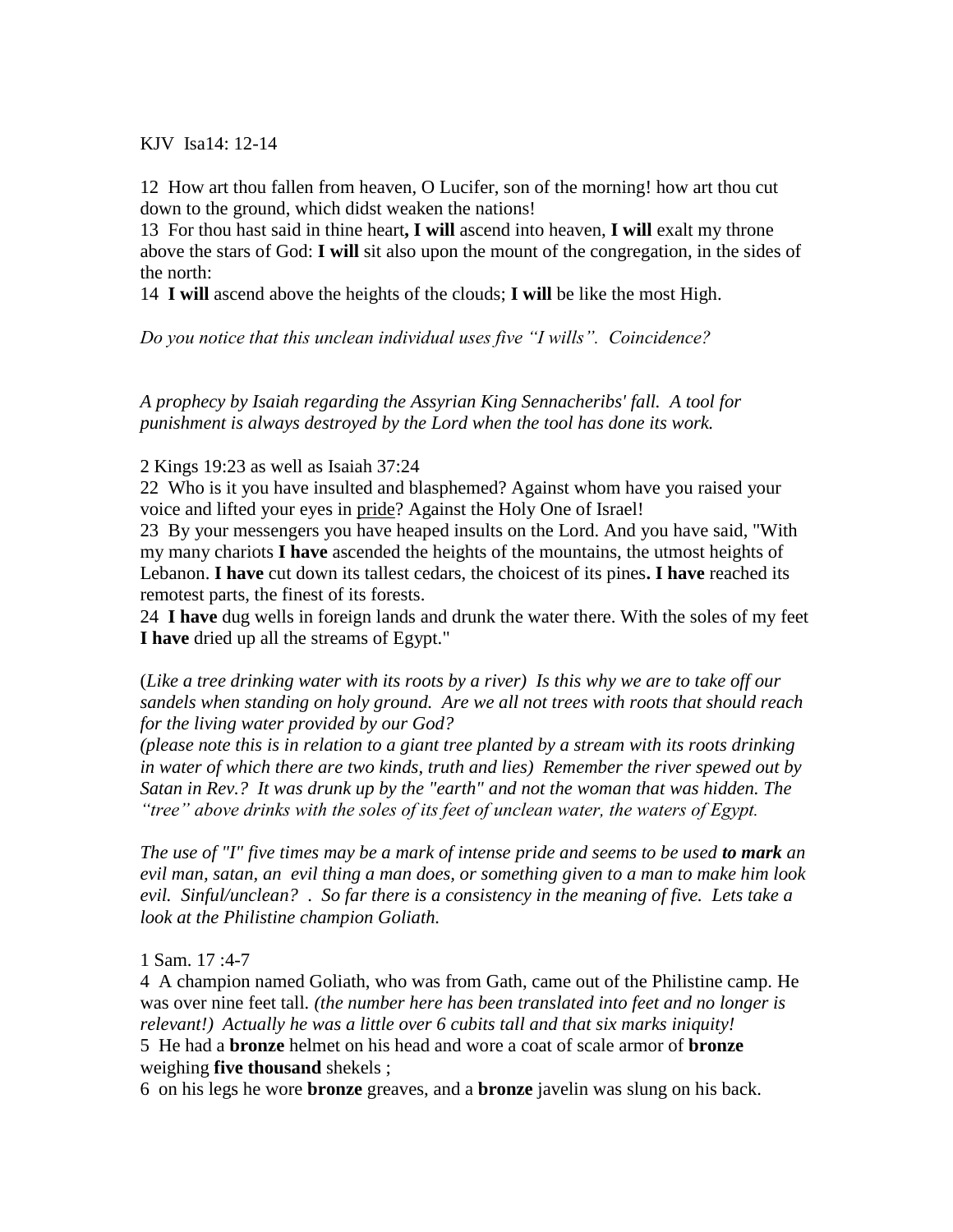KJV Isa14: 12-14

12 How art thou fallen from heaven, O Lucifer, son of the morning! how art thou cut down to the ground, which didst weaken the nations!
13 For thou hast said in thine heart**, I will** ascend into heaven, **I will** exalt my throne above the stars of God: **I will** sit also upon the mount of the congregation, in the sides of the north:
14 **I will** ascend above the heights of the clouds; **I will** be like the most High.

*Do you notice that this unclean individual uses five "I wills". Coincidence?*

*A prophecy by Isaiah regarding the Assyrian King Sennacheribs' fall. A tool for punishment is always destroyed by the Lord when the tool has done its work.*

2 Kings 19:23 as well as Isaiah 37:24
22 Who is it you have insulted and blasphemed? Against whom have you raised your voice and lifted your eyes in <u>pride</u>? Against the Holy One of Israel!
23 By your messengers you have heaped insults on the Lord. And you have said, "With my many chariots **I have** ascended the heights of the mountains, the utmost heights of Lebanon. **I have** cut down its tallest cedars, the choicest of its pines**. I have** reached its remotest parts, the finest of its forests.
24 **I have** dug wells in foreign lands and drunk the water there. With the soles of my feet **I have** dried up all the streams of Egypt."

(*Like a tree drinking water with its roots by a river) Is this why we are to take off our sandels when standing on holy ground. Are we all not trees with roots that should reach for the living water provided by our God?*
*(please note this is in relation to a giant tree planted by a stream with its roots drinking in water of which there are two kinds, truth and lies) Remember the river spewed out by Satan in Rev.? It was drunk up by the "earth" and not the woman that was hidden. The "tree" above drinks with the soles of its feet of unclean water, the waters of Egypt.*

*The use of "I" five times may be a mark of intense pride and seems to be used **to mark** an evil man, satan, an evil thing a man does, or something given to a man to make him look evil. Sinful/unclean? . So far there is a consistency in the meaning of five. Lets take a look at the Philistine champion Goliath.*

1 Sam. 17 :4-7
4 A champion named Goliath, who was from Gath, came out of the Philistine camp. He was over nine feet tall. *(the number here has been translated into feet and no longer is relevant!) Actually he was a little over 6 cubits tall and that six marks iniquity!*
5 He had a **bronze** helmet on his head and wore a coat of scale armor of **bronze** weighing **five thousand** shekels ;
6 on his legs he wore **bronze** greaves, and a **bronze** javelin was slung on his back.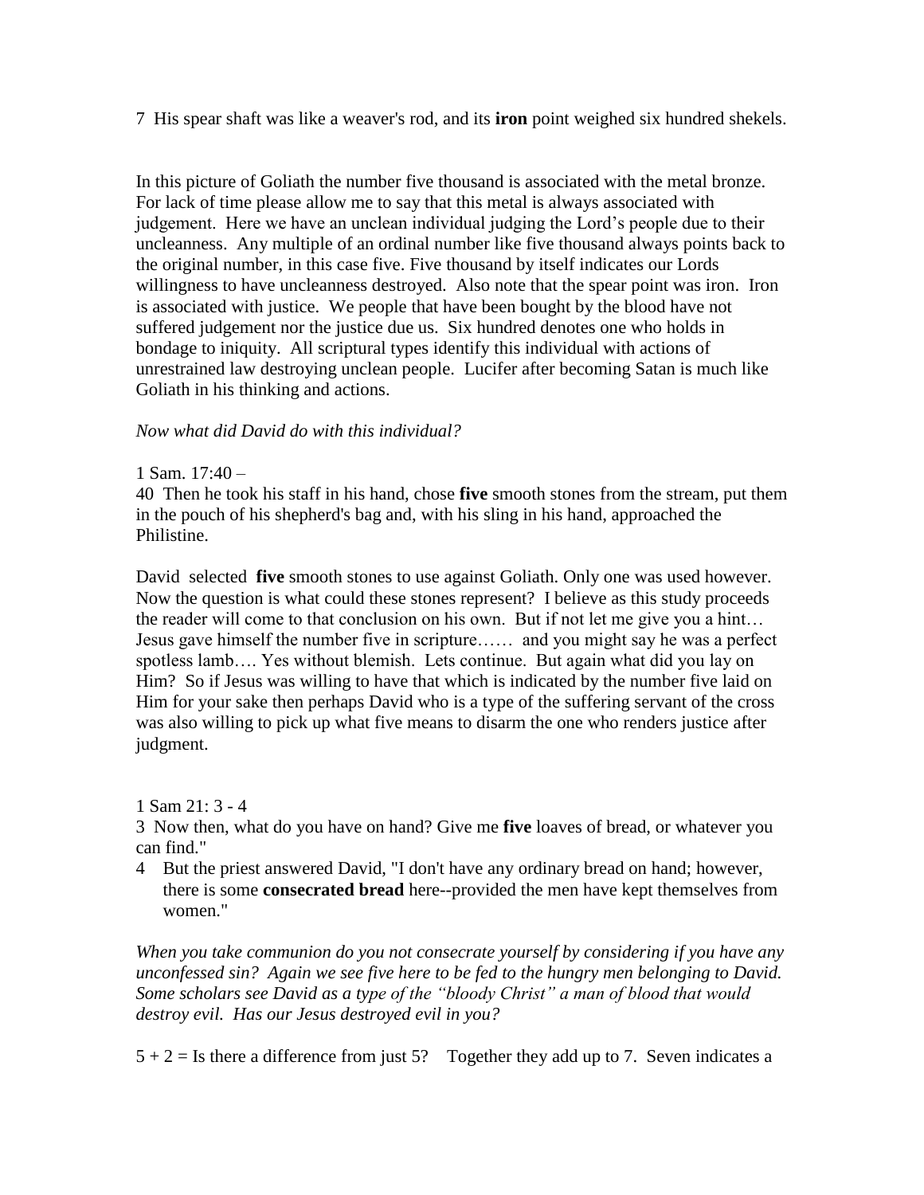7  His spear shaft was like a weaver's rod, and its **iron** point weighed six hundred shekels.

In this picture of Goliath the number five thousand is associated with the metal bronze. For lack of time please allow me to say that this metal is always associated with judgement.  Here we have an unclean individual judging the Lord's people due to their uncleanness.  Any multiple of an ordinal number like five thousand always points back to the original number, in this case five. Five thousand by itself indicates our Lords willingness to have uncleanness destroyed.  Also note that the spear point was iron.  Iron is associated with justice.  We people that have been bought by the blood have not suffered judgement nor the justice due us.  Six hundred denotes one who holds in bondage to iniquity.  All scriptural types identify this individual with actions of unrestrained law destroying unclean people.  Lucifer after becoming Satan is much like Goliath in his thinking and actions.

*Now what did David do with this individual?*

1 Sam. 17:40 –

40  Then he took his staff in his hand, chose **five** smooth stones from the stream, put them in the pouch of his shepherd's bag and, with his sling in his hand, approached the Philistine.

David  selected  **five** smooth stones to use against Goliath. Only one was used however. Now the question is what could these stones represent?  I believe as this study proceeds the reader will come to that conclusion on his own.  But if not let me give you a hint… Jesus gave himself the number five in scripture……  and you might say he was a perfect spotless lamb…. Yes without blemish.  Lets continue.  But again what did you lay on Him?  So if Jesus was willing to have that which is indicated by the number five laid on Him for your sake then perhaps David who is a type of the suffering servant of the cross was also willing to pick up what five means to disarm the one who renders justice after judgment.

1 Sam 21: 3 - 4

3  Now then, what do you have on hand? Give me **five** loaves of bread, or whatever you can find."

4  But the priest answered David, "I don't have any ordinary bread on hand; however, there is some **consecrated bread** here--provided the men have kept themselves from women."

*When you take communion do you not consecrate yourself by considering if you have any unconfessed sin?  Again we see five here to be fed to the hungry men belonging to David. Some scholars see David as a type of the "bloody Christ" a man of blood that would destroy evil.  Has our Jesus destroyed evil in you?*

5 + 2 = Is there a difference from just 5?    Together they add up to 7.  Seven indicates a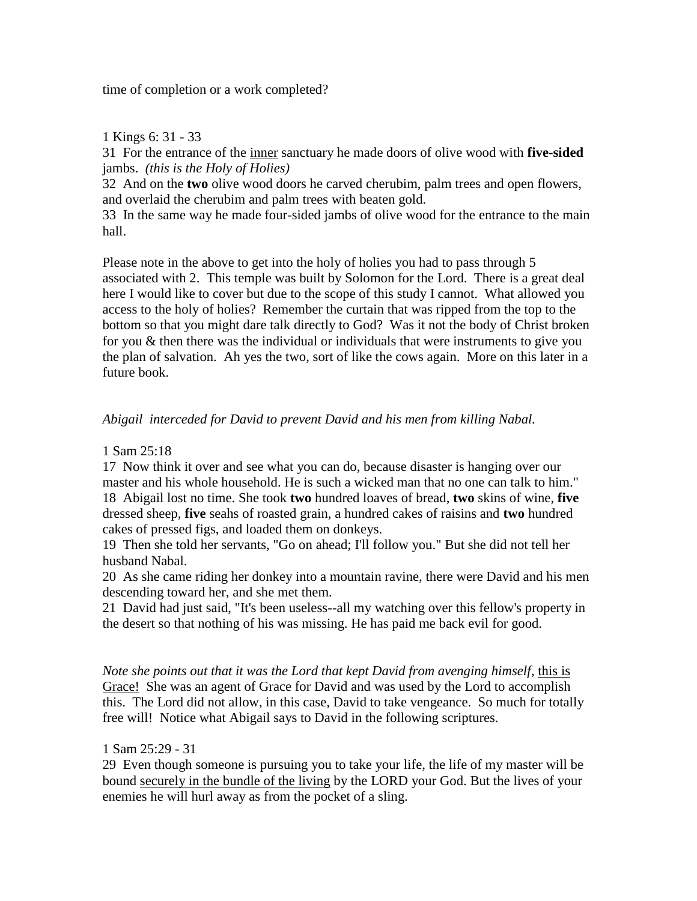time of completion or a work completed?

1 Kings 6: 31 - 33
31 For the entrance of the <u>inner</u> sanctuary he made doors of olive wood with **five-sided** jambs. *(this is the Holy of Holies)*
32 And on the **two** olive wood doors he carved cherubim, palm trees and open flowers, and overlaid the cherubim and palm trees with beaten gold.
33 In the same way he made four-sided jambs of olive wood for the entrance to the main hall.

Please note in the above to get into the holy of holies you had to pass through 5 associated with 2. This temple was built by Solomon for the Lord. There is a great deal here I would like to cover but due to the scope of this study I cannot. What allowed you access to the holy of holies? Remember the curtain that was ripped from the top to the bottom so that you might dare talk directly to God? Was it not the body of Christ broken for you & then there was the individual or individuals that were instruments to give you the plan of salvation. Ah yes the two, sort of like the cows again. More on this later in a future book.

*Abigail interceded for David to prevent David and his men from killing Nabal.*

1 Sam 25:18
17 Now think it over and see what you can do, because disaster is hanging over our master and his whole household. He is such a wicked man that no one can talk to him."
18 Abigail lost no time. She took **two** hundred loaves of bread, **two** skins of wine, **five** dressed sheep, **five** seahs of roasted grain, a hundred cakes of raisins and **two** hundred cakes of pressed figs, and loaded them on donkeys.
19 Then she told her servants, "Go on ahead; I'll follow you." But she did not tell her husband Nabal.
20 As she came riding her donkey into a mountain ravine, there were David and his men descending toward her, and she met them.
21 David had just said, "It's been useless--all my watching over this fellow's property in the desert so that nothing of his was missing. He has paid me back evil for good.

*Note she points out that it was the Lord that kept David from avenging himself*, <u>this is Grace!</u> She was an agent of Grace for David and was used by the Lord to accomplish this. The Lord did not allow, in this case, David to take vengeance. So much for totally free will! Notice what Abigail says to David in the following scriptures.

1 Sam 25:29 - 31
29 Even though someone is pursuing you to take your life, the life of my master will be bound <u>securely in the bundle of the living</u> by the LORD your God. But the lives of your enemies he will hurl away as from the pocket of a sling.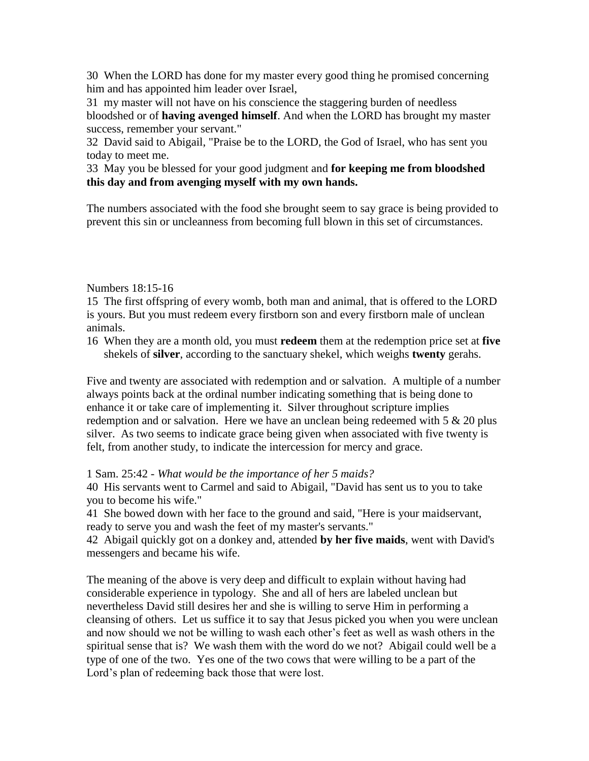30 When the LORD has done for my master every good thing he promised concerning him and has appointed him leader over Israel,

31 my master will not have on his conscience the staggering burden of needless bloodshed or of **having avenged himself**. And when the LORD has brought my master success, remember your servant."

32 David said to Abigail, "Praise be to the LORD, the God of Israel, who has sent you today to meet me.

33 May you be blessed for your good judgment and **for keeping me from bloodshed this day and from avenging myself with my own hands.**

The numbers associated with the food she brought seem to say grace is being provided to prevent this sin or uncleanness from becoming full blown in this set of circumstances.

Numbers 18:15-16

15 The first offspring of every womb, both man and animal, that is offered to the LORD is yours. But you must redeem every firstborn son and every firstborn male of unclean animals.

16 When they are a month old, you must **redeem** them at the redemption price set at **five** shekels of **silver**, according to the sanctuary shekel, which weighs **twenty** gerahs.

Five and twenty are associated with redemption and or salvation. A multiple of a number always points back at the ordinal number indicating something that is being done to enhance it or take care of implementing it. Silver throughout scripture implies redemption and or salvation. Here we have an unclean being redeemed with 5 & 20 plus silver. As two seems to indicate grace being given when associated with five twenty is felt, from another study, to indicate the intercession for mercy and grace.

1 Sam. 25:42 - *What would be the importance of her 5 maids?*

40 His servants went to Carmel and said to Abigail, "David has sent us to you to take you to become his wife."

41 She bowed down with her face to the ground and said, "Here is your maidservant, ready to serve you and wash the feet of my master's servants."

42 Abigail quickly got on a donkey and, attended **by her five maids**, went with David's messengers and became his wife.

The meaning of the above is very deep and difficult to explain without having had considerable experience in typology. She and all of hers are labeled unclean but nevertheless David still desires her and she is willing to serve Him in performing a cleansing of others. Let us suffice it to say that Jesus picked you when you were unclean and now should we not be willing to wash each other's feet as well as wash others in the spiritual sense that is? We wash them with the word do we not? Abigail could well be a type of one of the two. Yes one of the two cows that were willing to be a part of the Lord's plan of redeeming back those that were lost.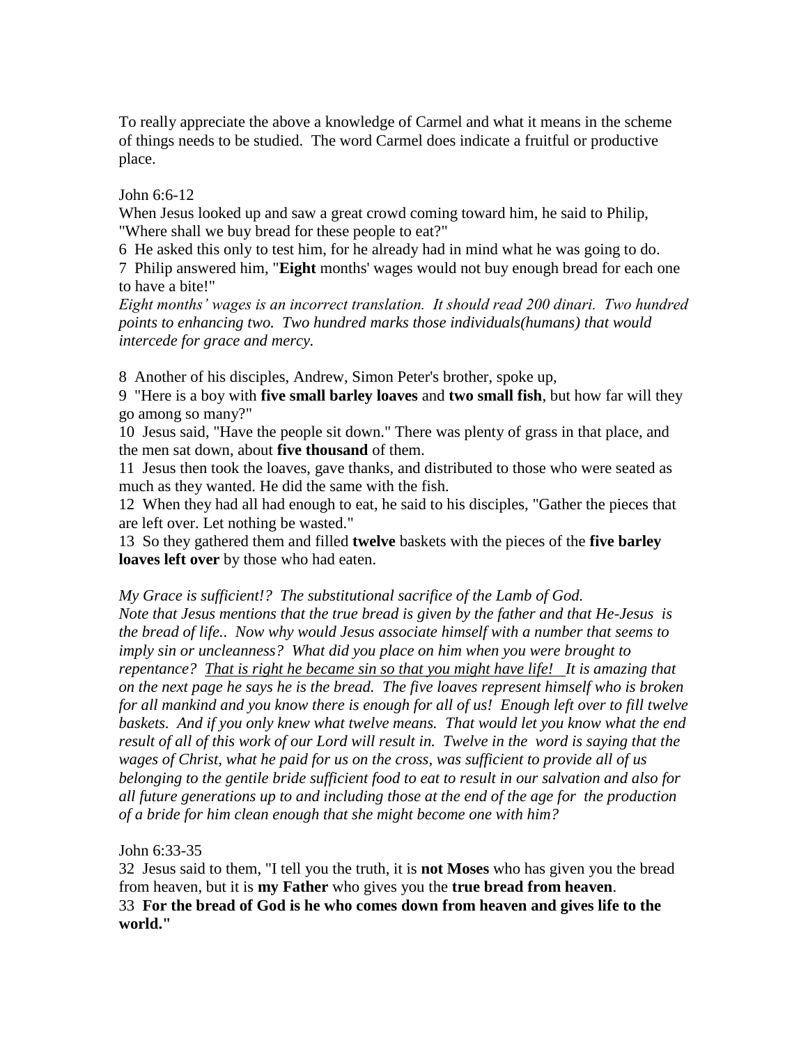To really appreciate the above a knowledge of Carmel and what it means in the scheme of things needs to be studied.  The word Carmel does indicate a fruitful or productive place.

John 6:6-12
When Jesus looked up and saw a great crowd coming toward him, he said to Philip, "Where shall we buy bread for these people to eat?"
6  He asked this only to test him, for he already had in mind what he was going to do.
7  Philip answered him, "**Eight** months' wages would not buy enough bread for each one to have a bite!"
*Eight months' wages is an incorrect translation.  It should read 200 dinari.  Two hundred points to enhancing two.  Two hundred marks those individuals(humans) that would intercede for grace and mercy.*

8  Another of his disciples, Andrew, Simon Peter's brother, spoke up,
9  "Here is a boy with **five small barley loaves** and **two small fish**, but how far will they go among so many?"
10  Jesus said, "Have the people sit down." There was plenty of grass in that place, and the men sat down, about **five thousand** of them.
11  Jesus then took the loaves, gave thanks, and distributed to those who were seated as much as they wanted. He did the same with the fish.
12  When they had all had enough to eat, he said to his disciples, "Gather the pieces that are left over. Let nothing be wasted."
13  So they gathered them and filled **twelve** baskets with the pieces of the **five barley loaves left over** by those who had eaten.

*My Grace is sufficient!?  The substitutional sacrifice of the Lamb of God.*
*Note that Jesus mentions that the true bread is given by the father and that He-Jesus  is the bread of life..  Now why would Jesus associate himself with a number that seems to imply sin or uncleanness?  What did you place on him when you were brought to repentance?  <u>That is right he became sin so that you might have life!</u>  It is amazing that on the next page he says he is the bread.  The five loaves represent himself who is broken for all mankind and you know there is enough for all of us!  Enough left over to fill twelve baskets.  And if you only knew what twelve means.  That would let you know what the end result of all of this work of our Lord will result in.  Twelve in the  word is saying that the wages of Christ, what he paid for us on the cross, was sufficient to provide all of us belonging to the gentile bride sufficient food to eat to result in our salvation and also for all future generations up to and including those at the end of the age for  the production of a bride for him clean enough that she might become one with him?*

John 6:33-35
32  Jesus said to them, "I tell you the truth, it is **not Moses** who has given you the bread from heaven, but it is **my Father** who gives you the **true bread from heaven**.
33  **For the bread of God is he who comes down from heaven and gives life to the world."**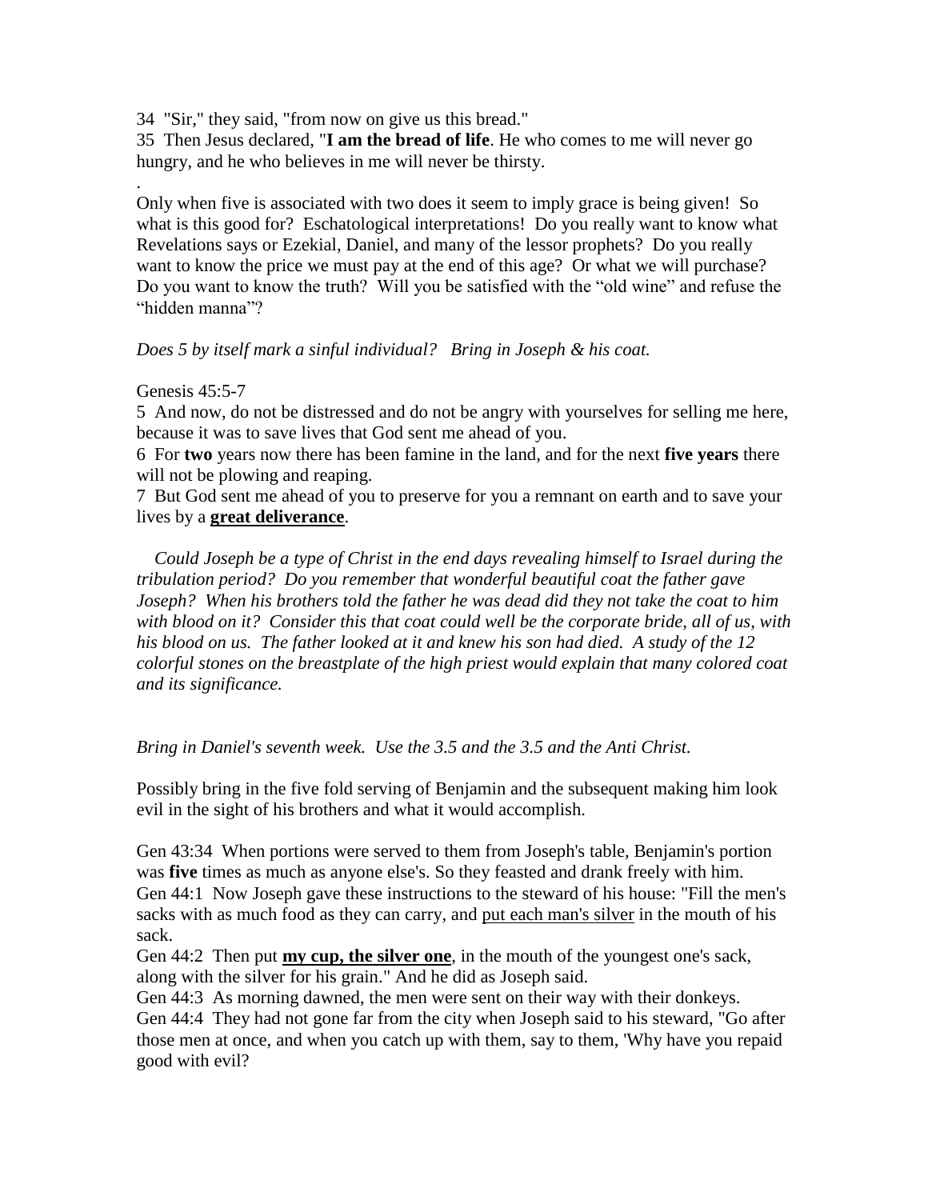34 "Sir," they said, "from now on give us this bread."
35 Then Jesus declared, "**I am the bread of life**. He who comes to me will never go hungry, and he who believes in me will never be thirsty.

.

Only when five is associated with two does it seem to imply grace is being given! So what is this good for? Eschatological interpretations! Do you really want to know what Revelations says or Ezekial, Daniel, and many of the lessor prophets? Do you really want to know the price we must pay at the end of this age? Or what we will purchase? Do you want to know the truth? Will you be satisfied with the "old wine" and refuse the "hidden manna"?

*Does 5 by itself mark a sinful individual? Bring in Joseph & his coat.*

Genesis 45:5-7
5 And now, do not be distressed and do not be angry with yourselves for selling me here, because it was to save lives that God sent me ahead of you.
6 For **two** years now there has been famine in the land, and for the next **five years** there will not be plowing and reaping.
7 But God sent me ahead of you to preserve for you a remnant on earth and to save your lives by a <u>**great deliverance**</u>.

*Could Joseph be a type of Christ in the end days revealing himself to Israel during the tribulation period? Do you remember that wonderful beautiful coat the father gave Joseph? When his brothers told the father he was dead did they not take the coat to him with blood on it? Consider this that coat could well be the corporate bride, all of us, with his blood on us. The father looked at it and knew his son had died. A study of the 12 colorful stones on the breastplate of the high priest would explain that many colored coat and its significance.*

*Bring in Daniel's seventh week. Use the 3.5 and the 3.5 and the Anti Christ.*

Possibly bring in the five fold serving of Benjamin and the subsequent making him look evil in the sight of his brothers and what it would accomplish.

Gen 43:34 When portions were served to them from Joseph's table, Benjamin's portion was **five** times as much as anyone else's. So they feasted and drank freely with him.
Gen 44:1 Now Joseph gave these instructions to the steward of his house: "Fill the men's sacks with as much food as they can carry, and <u>put each man's silver</u> in the mouth of his sack.
Gen 44:2 Then put <u>**my cup, the silver one**</u>, in the mouth of the youngest one's sack, along with the silver for his grain." And he did as Joseph said.
Gen 44:3 As morning dawned, the men were sent on their way with their donkeys.
Gen 44:4 They had not gone far from the city when Joseph said to his steward, "Go after those men at once, and when you catch up with them, say to them, 'Why have you repaid good with evil?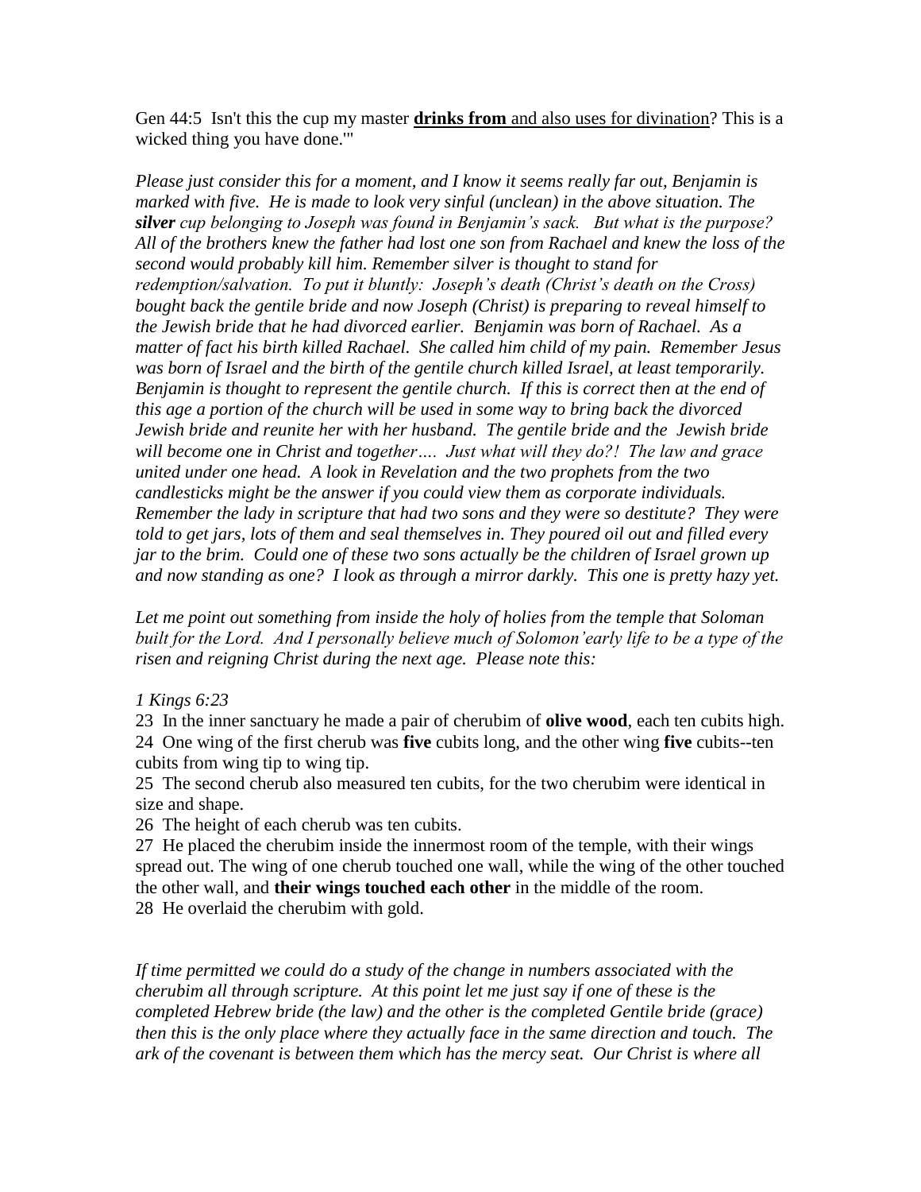Gen 44:5 Isn't this the cup my master **<u>drinks from</u>** <u>and also uses for divination</u>? This is a wicked thing you have done.'"

*Please just consider this for a moment, and I know it seems really far out, Benjamin is marked with five. He is made to look very sinful (unclean) in the above situation. The **silver** cup belonging to Joseph was found in Benjamin's sack. But what is the purpose? All of the brothers knew the father had lost one son from Rachael and knew the loss of the second would probably kill him. Remember silver is thought to stand for redemption/salvation. To put it bluntly: Joseph's death (Christ's death on the Cross) bought back the gentile bride and now Joseph (Christ) is preparing to reveal himself to the Jewish bride that he had divorced earlier. Benjamin was born of Rachael. As a matter of fact his birth killed Rachael. She called him child of my pain. Remember Jesus was born of Israel and the birth of the gentile church killed Israel, at least temporarily. Benjamin is thought to represent the gentile church. If this is correct then at the end of this age a portion of the church will be used in some way to bring back the divorced Jewish bride and reunite her with her husband. The gentile bride and the Jewish bride will become one in Christ and together…. Just what will they do?! The law and grace united under one head. A look in Revelation and the two prophets from the two candlesticks might be the answer if you could view them as corporate individuals. Remember the lady in scripture that had two sons and they were so destitute? They were told to get jars, lots of them and seal themselves in. They poured oil out and filled every jar to the brim. Could one of these two sons actually be the children of Israel grown up and now standing as one? I look as through a mirror darkly. This one is pretty hazy yet.*

*Let me point out something from inside the holy of holies from the temple that Soloman built for the Lord. And I personally believe much of Solomon'early life to be a type of the risen and reigning Christ during the next age. Please note this:*

*1 Kings 6:23*

23 In the inner sanctuary he made a pair of cherubim of **olive wood**, each ten cubits high.
24 One wing of the first cherub was **five** cubits long, and the other wing **five** cubits--ten cubits from wing tip to wing tip.
25 The second cherub also measured ten cubits, for the two cherubim were identical in size and shape.
26 The height of each cherub was ten cubits.
27 He placed the cherubim inside the innermost room of the temple, with their wings spread out. The wing of one cherub touched one wall, while the wing of the other touched the other wall, and **their wings touched each other** in the middle of the room.
28 He overlaid the cherubim with gold.

*If time permitted we could do a study of the change in numbers associated with the cherubim all through scripture. At this point let me just say if one of these is the completed Hebrew bride (the law) and the other is the completed Gentile bride (grace) then this is the only place where they actually face in the same direction and touch. The ark of the covenant is between them which has the mercy seat. Our Christ is where all*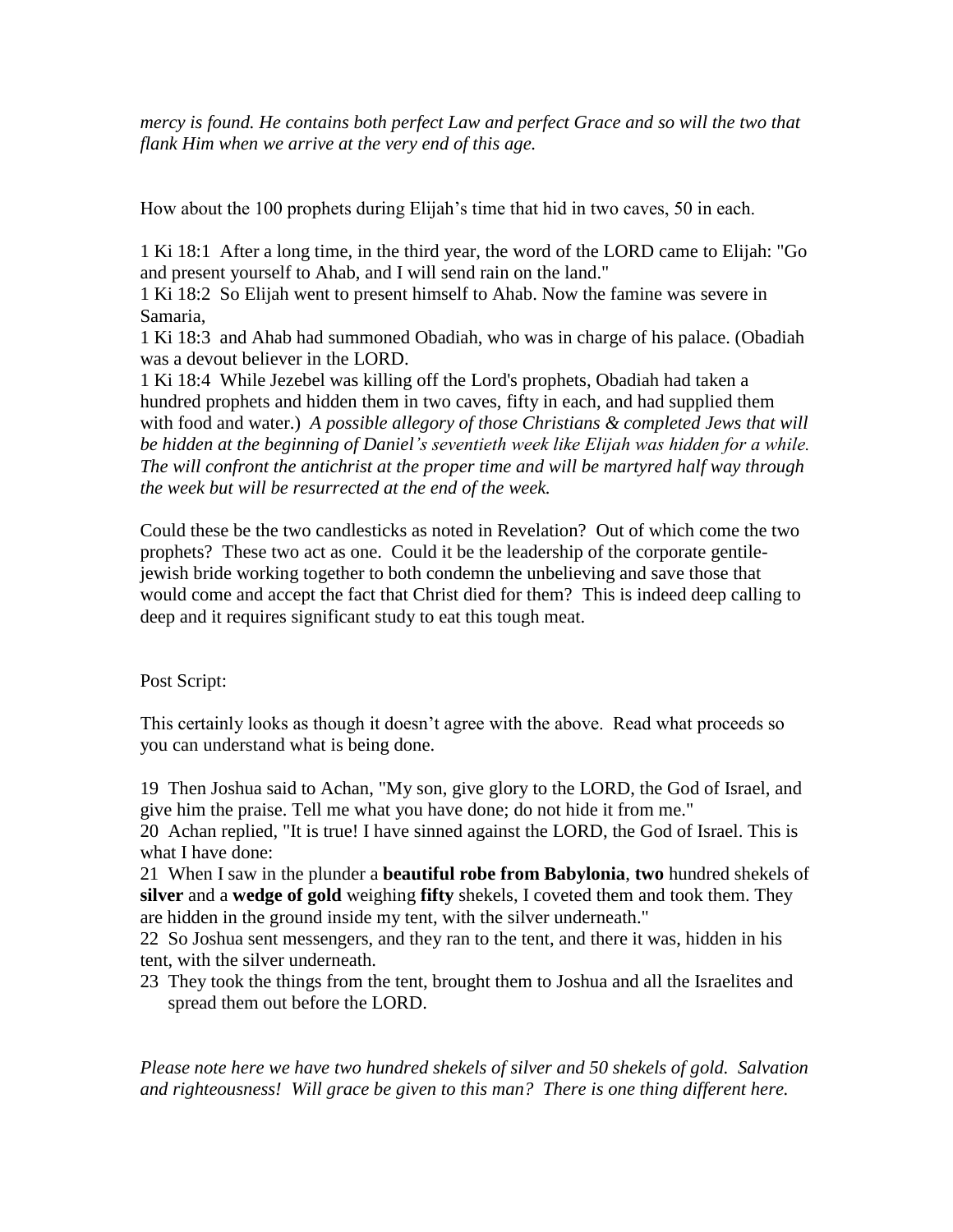*mercy is found. He contains both perfect Law and perfect Grace and so will the two that flank Him when we arrive at the very end of this age.*

How about the 100 prophets during Elijah's time that hid in two caves, 50 in each.

1 Ki 18:1 After a long time, in the third year, the word of the LORD came to Elijah: "Go and present yourself to Ahab, and I will send rain on the land."
1 Ki 18:2 So Elijah went to present himself to Ahab. Now the famine was severe in Samaria,
1 Ki 18:3 and Ahab had summoned Obadiah, who was in charge of his palace. (Obadiah was a devout believer in the LORD.
1 Ki 18:4 While Jezebel was killing off the Lord's prophets, Obadiah had taken a hundred prophets and hidden them in two caves, fifty in each, and had supplied them with food and water.) *A possible allegory of those Christians & completed Jews that will be hidden at the beginning of Daniel's seventieth week like Elijah was hidden for a while. The will confront the antichrist at the proper time and will be martyred half way through the week but will be resurrected at the end of the week.*

Could these be the two candlesticks as noted in Revelation? Out of which come the two prophets? These two act as one. Could it be the leadership of the corporate gentile-jewish bride working together to both condemn the unbelieving and save those that would come and accept the fact that Christ died for them? This is indeed deep calling to deep and it requires significant study to eat this tough meat.

Post Script:

This certainly looks as though it doesn't agree with the above. Read what proceeds so you can understand what is being done.

19 Then Joshua said to Achan, "My son, give glory to the LORD, the God of Israel, and give him the praise. Tell me what you have done; do not hide it from me."
20 Achan replied, "It is true! I have sinned against the LORD, the God of Israel. This is what I have done:
21 When I saw in the plunder a **beautiful robe from Babylonia**, **two** hundred shekels of **silver** and a **wedge of gold** weighing **fifty** shekels, I coveted them and took them. They are hidden in the ground inside my tent, with the silver underneath."
22 So Joshua sent messengers, and they ran to the tent, and there it was, hidden in his tent, with the silver underneath.
23 They took the things from the tent, brought them to Joshua and all the Israelites and spread them out before the LORD.

*Please note here we have two hundred shekels of silver and 50 shekels of gold. Salvation and righteousness! Will grace be given to this man? There is one thing different here.*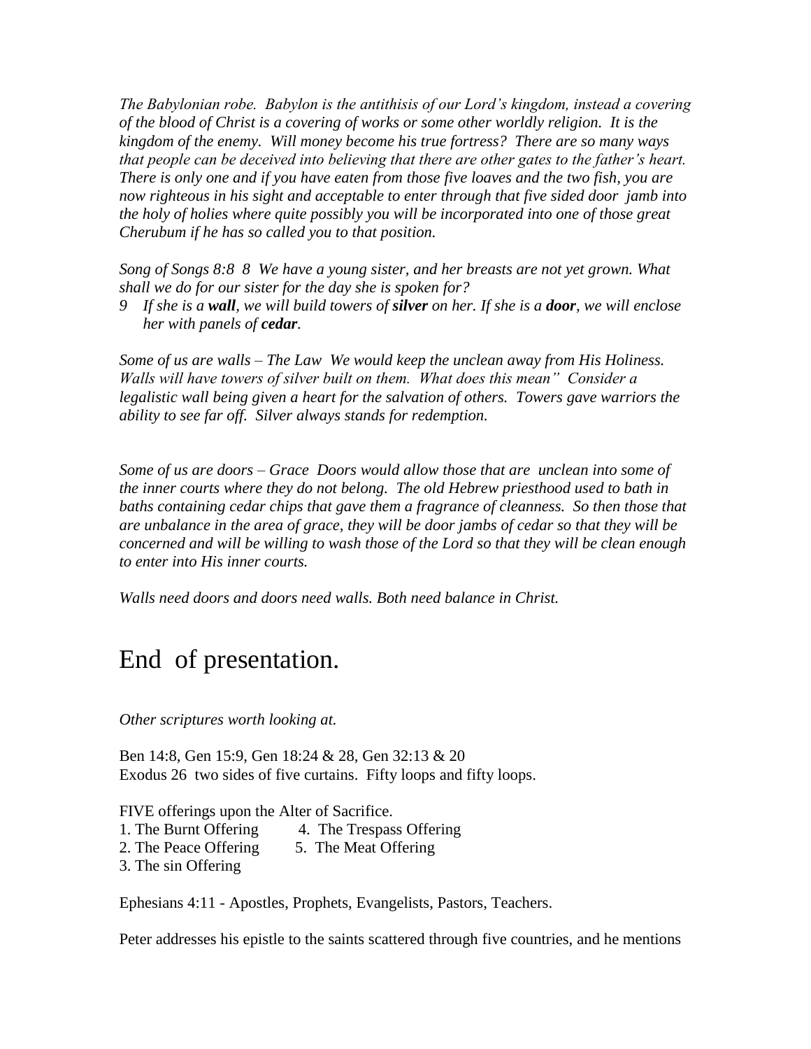*The Babylonian robe. Babylon is the antithisis of our Lord's kingdom, instead a covering of the blood of Christ is a covering of works or some other worldly religion. It is the kingdom of the enemy. Will money become his true fortress? There are so many ways that people can be deceived into believing that there are other gates to the father's heart. There is only one and if you have eaten from those five loaves and the two fish, you are now righteous in his sight and acceptable to enter through that five sided door jamb into the holy of holies where quite possibly you will be incorporated into one of those great Cherubum if he has so called you to that position.*

*Song of Songs 8:8 8 We have a young sister, and her breasts are not yet grown. What shall we do for our sister for the day she is spoken for?*

*9 If she is a* ***wall****, we will build towers of* ***silver*** *on her. If she is a* ***door****, we will enclose her with panels of* ***cedar****.*

*Some of us are walls – The Law We would keep the unclean away from His Holiness. Walls will have towers of silver built on them. What does this mean" Consider a legalistic wall being given a heart for the salvation of others. Towers gave warriors the ability to see far off. Silver always stands for redemption.*

*Some of us are doors – Grace Doors would allow those that are unclean into some of the inner courts where they do not belong. The old Hebrew priesthood used to bath in baths containing cedar chips that gave them a fragrance of cleanness. So then those that are unbalance in the area of grace, they will be door jambs of cedar so that they will be concerned and will be willing to wash those of the Lord so that they will be clean enough to enter into His inner courts.*

*Walls need doors and doors need walls. Both need balance in Christ.*

# End of presentation.

*Other scriptures worth looking at.*

Ben 14:8, Gen 15:9, Gen 18:24 & 28, Gen 32:13 & 20
Exodus 26 two sides of five curtains. Fifty loops and fifty loops.

FIVE offerings upon the Alter of Sacrifice.

1. The Burnt Offering
2. The Peace Offering
3. The sin Offering
4. The Trespass Offering
5. The Meat Offering

Ephesians 4:11 - Apostles, Prophets, Evangelists, Pastors, Teachers.

Peter addresses his epistle to the saints scattered through five countries, and he mentions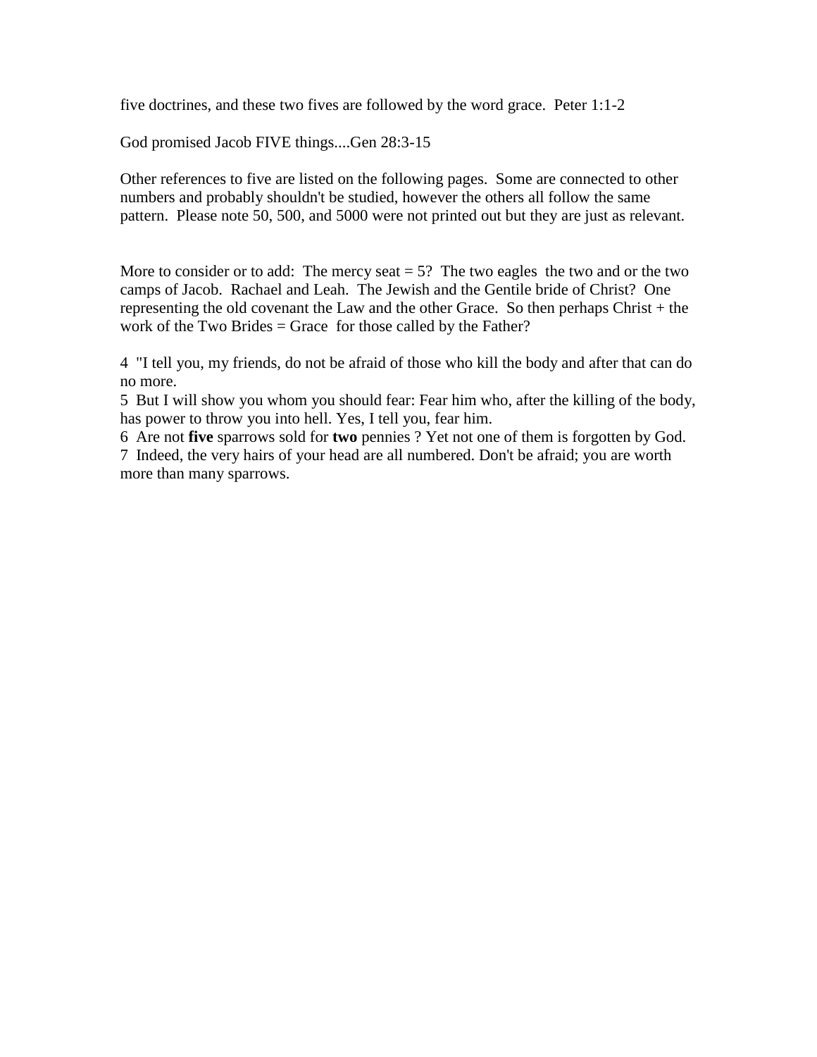five doctrines, and these two fives are followed by the word grace.  Peter 1:1-2

God promised Jacob FIVE things....Gen 28:3-15

Other references to five are listed on the following pages.  Some are connected to other numbers and probably shouldn't be studied, however the others all follow the same pattern.  Please note 50, 500, and 5000 were not printed out but they are just as relevant.

More to consider or to add:  The mercy seat = 5?  The two eagles  the two and or the two camps of Jacob.  Rachael and Leah.  The Jewish and the Gentile bride of Christ?  One representing the old covenant the Law and the other Grace.  So then perhaps Christ + the work of the Two Brides = Grace  for those called by the Father?

4  "I tell you, my friends, do not be afraid of those who kill the body and after that can do no more.
5  But I will show you whom you should fear: Fear him who, after the killing of the body, has power to throw you into hell. Yes, I tell you, fear him.
6  Are not **five** sparrows sold for **two** pennies ? Yet not one of them is forgotten by God.
7  Indeed, the very hairs of your head are all numbered. Don't be afraid; you are worth more than many sparrows.